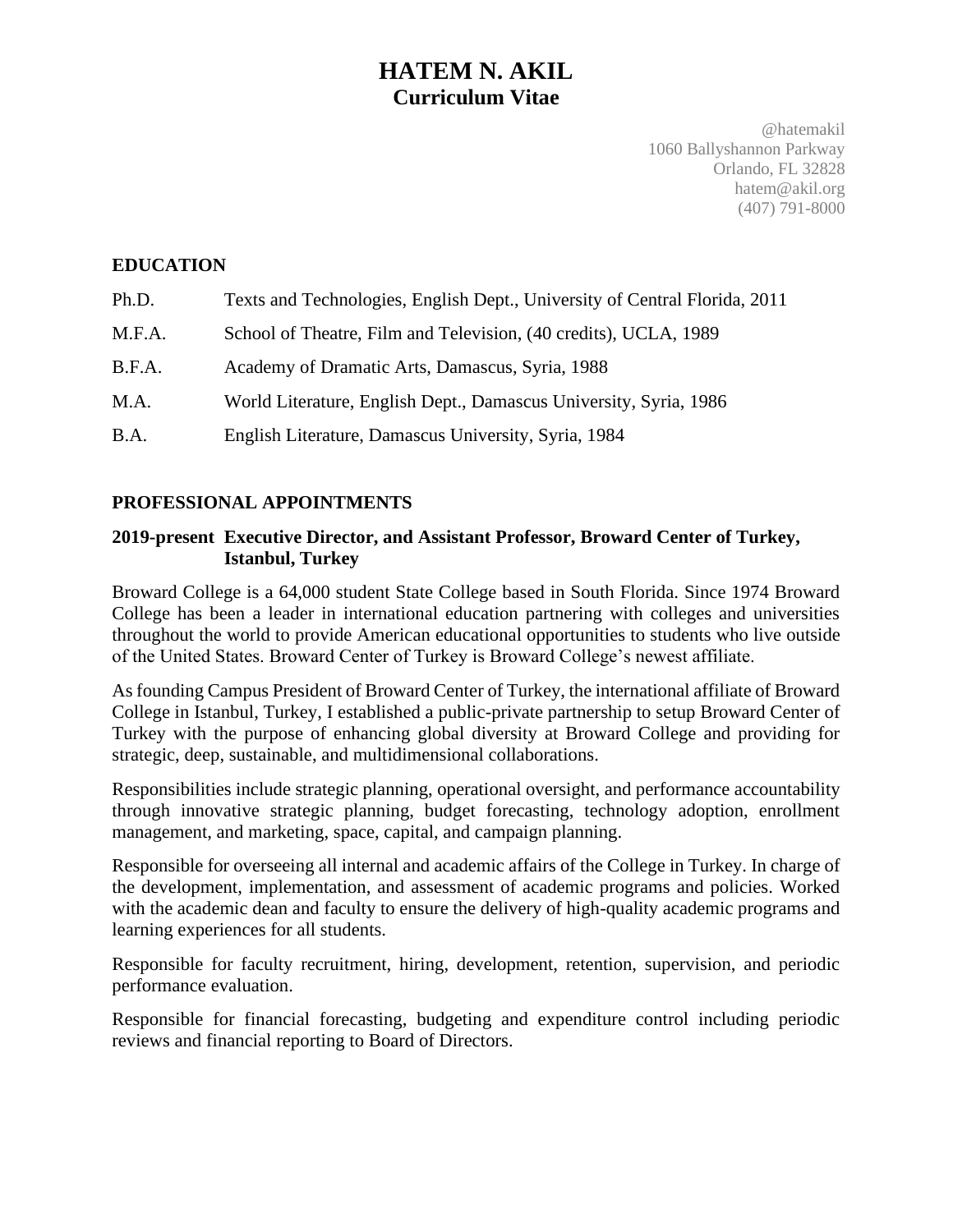# HATEM N. AKIL
## Curriculum Vitae

@hatemakil
1060 Ballyshannon Parkway
Orlando, FL 32828
hatem@akil.org
(407) 791-8000

### EDUCATION

Ph.D. Texts and Technologies, English Dept., University of Central Florida, 2011

M.F.A. School of Theatre, Film and Television, (40 credits), UCLA, 1989

B.F.A. Academy of Dramatic Arts, Damascus, Syria, 1988

M.A. World Literature, English Dept., Damascus University, Syria, 1986

B.A. English Literature, Damascus University, Syria, 1984

### PROFESSIONAL APPOINTMENTS

**2019-present Executive Director, and Assistant Professor, Broward Center of Turkey, Istanbul, Turkey**

Broward College is a 64,000 student State College based in South Florida. Since 1974 Broward College has been a leader in international education partnering with colleges and universities throughout the world to provide American educational opportunities to students who live outside of the United States. Broward Center of Turkey is Broward College's newest affiliate.

As founding Campus President of Broward Center of Turkey, the international affiliate of Broward College in Istanbul, Turkey, I established a public-private partnership to setup Broward Center of Turkey with the purpose of enhancing global diversity at Broward College and providing for strategic, deep, sustainable, and multidimensional collaborations.

Responsibilities include strategic planning, operational oversight, and performance accountability through innovative strategic planning, budget forecasting, technology adoption, enrollment management, and marketing, space, capital, and campaign planning.

Responsible for overseeing all internal and academic affairs of the College in Turkey. In charge of the development, implementation, and assessment of academic programs and policies. Worked with the academic dean and faculty to ensure the delivery of high-quality academic programs and learning experiences for all students.

Responsible for faculty recruitment, hiring, development, retention, supervision, and periodic performance evaluation.

Responsible for financial forecasting, budgeting and expenditure control including periodic reviews and financial reporting to Board of Directors.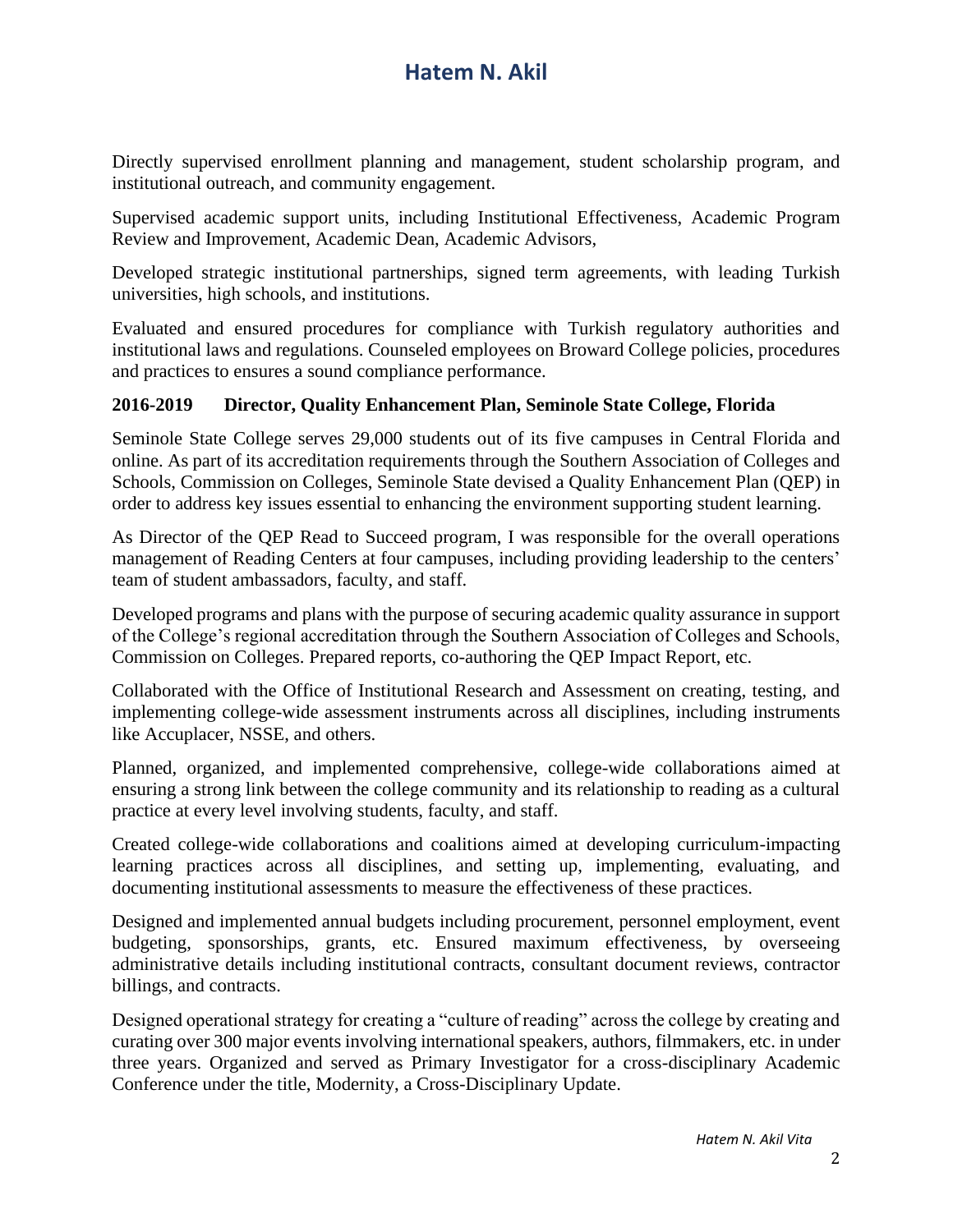Directly supervised enrollment planning and management, student scholarship program, and institutional outreach, and community engagement.

Supervised academic support units, including Institutional Effectiveness, Academic Program Review and Improvement, Academic Dean, Academic Advisors,

Developed strategic institutional partnerships, signed term agreements, with leading Turkish universities, high schools, and institutions.

Evaluated and ensured procedures for compliance with Turkish regulatory authorities and institutional laws and regulations. Counseled employees on Broward College policies, procedures and practices to ensures a sound compliance performance.

**2016-2019 Director, Quality Enhancement Plan, Seminole State College, Florida**

Seminole State College serves 29,000 students out of its five campuses in Central Florida and online. As part of its accreditation requirements through the Southern Association of Colleges and Schools, Commission on Colleges, Seminole State devised a Quality Enhancement Plan (QEP) in order to address key issues essential to enhancing the environment supporting student learning.

As Director of the QEP Read to Succeed program, I was responsible for the overall operations management of Reading Centers at four campuses, including providing leadership to the centers' team of student ambassadors, faculty, and staff.

Developed programs and plans with the purpose of securing academic quality assurance in support of the College's regional accreditation through the Southern Association of Colleges and Schools, Commission on Colleges. Prepared reports, co-authoring the QEP Impact Report, etc.

Collaborated with the Office of Institutional Research and Assessment on creating, testing, and implementing college-wide assessment instruments across all disciplines, including instruments like Accuplacer, NSSE, and others.

Planned, organized, and implemented comprehensive, college-wide collaborations aimed at ensuring a strong link between the college community and its relationship to reading as a cultural practice at every level involving students, faculty, and staff.

Created college-wide collaborations and coalitions aimed at developing curriculum-impacting learning practices across all disciplines, and setting up, implementing, evaluating, and documenting institutional assessments to measure the effectiveness of these practices.

Designed and implemented annual budgets including procurement, personnel employment, event budgeting, sponsorships, grants, etc. Ensured maximum effectiveness, by overseeing administrative details including institutional contracts, consultant document reviews, contractor billings, and contracts.

Designed operational strategy for creating a "culture of reading" across the college by creating and curating over 300 major events involving international speakers, authors, filmmakers, etc. in under three years. Organized and served as Primary Investigator for a cross-disciplinary Academic Conference under the title, Modernity, a Cross-Disciplinary Update.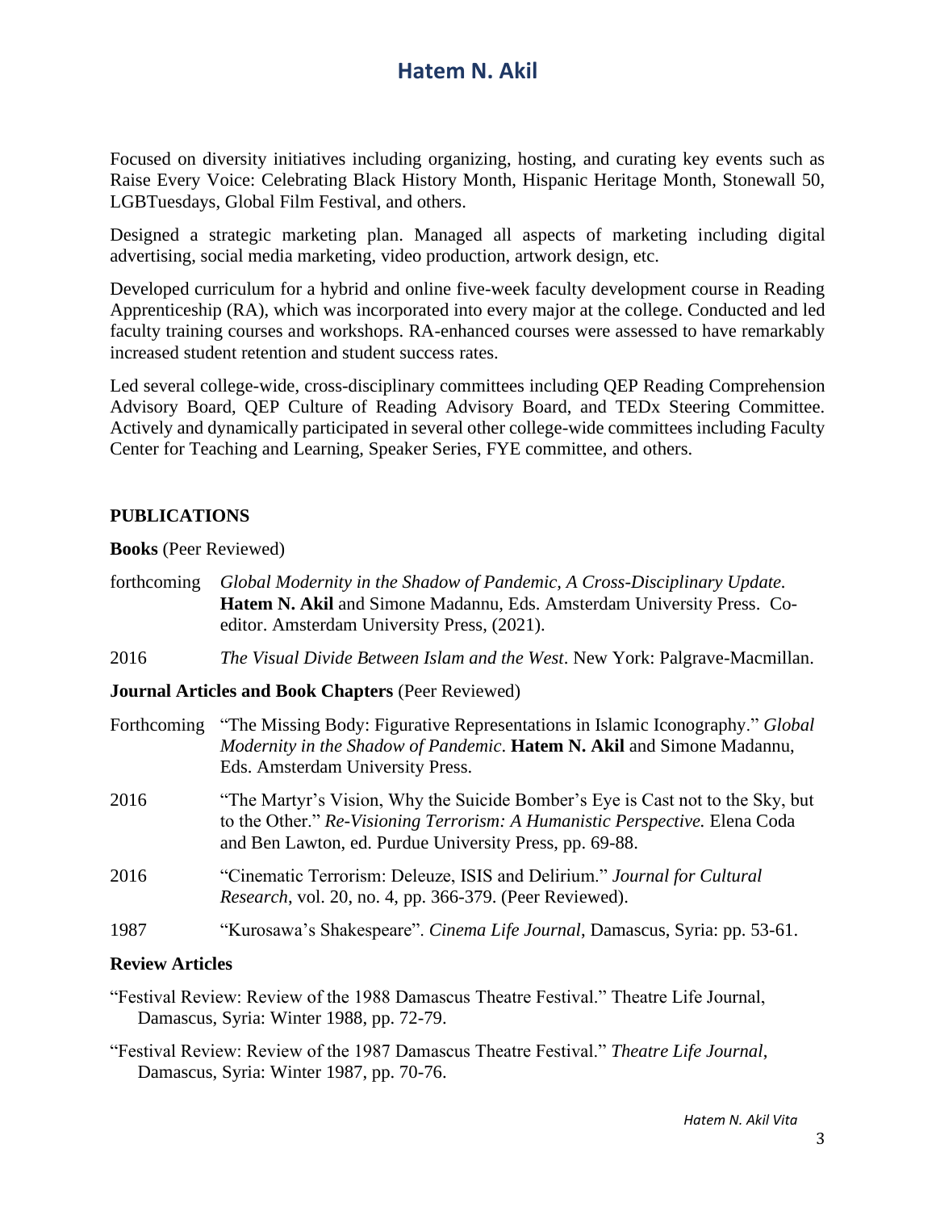Focused on diversity initiatives including organizing, hosting, and curating key events such as Raise Every Voice: Celebrating Black History Month, Hispanic Heritage Month, Stonewall 50, LGBTuesdays, Global Film Festival, and others.

Designed a strategic marketing plan. Managed all aspects of marketing including digital advertising, social media marketing, video production, artwork design, etc.

Developed curriculum for a hybrid and online five-week faculty development course in Reading Apprenticeship (RA), which was incorporated into every major at the college. Conducted and led faculty training courses and workshops. RA-enhanced courses were assessed to have remarkably increased student retention and student success rates.

Led several college-wide, cross-disciplinary committees including QEP Reading Comprehension Advisory Board, QEP Culture of Reading Advisory Board, and TEDx Steering Committee. Actively and dynamically participated in several other college-wide committees including Faculty Center for Teaching and Learning, Speaker Series, FYE committee, and others.

## PUBLICATIONS

**Books** (Peer Reviewed)

forthcoming *Global Modernity in the Shadow of Pandemic, A Cross-Disciplinary Update.* **Hatem N. Akil** and Simone Madannu, Eds. Amsterdam University Press. Co-editor. Amsterdam University Press, (2021).

2016 *The Visual Divide Between Islam and the West*. New York: Palgrave-Macmillan.

**Journal Articles and Book Chapters** (Peer Reviewed)

Forthcoming "The Missing Body: Figurative Representations in Islamic Iconography." *Global Modernity in the Shadow of Pandemic*. **Hatem N. Akil** and Simone Madannu, Eds. Amsterdam University Press.

2016 "The Martyr's Vision, Why the Suicide Bomber's Eye is Cast not to the Sky, but to the Other." *Re-Visioning Terrorism: A Humanistic Perspective.* Elena Coda and Ben Lawton, ed. Purdue University Press, pp. 69-88.

2016 "Cinematic Terrorism: Deleuze, ISIS and Delirium." *Journal for Cultural Research*, vol. 20, no. 4, pp. 366-379. (Peer Reviewed).

1987 "Kurosawa's Shakespeare". *Cinema Life Journal*, Damascus, Syria: pp. 53-61.

**Review Articles**

"Festival Review: Review of the 1988 Damascus Theatre Festival." Theatre Life Journal, Damascus, Syria: Winter 1988, pp. 72-79.

"Festival Review: Review of the 1987 Damascus Theatre Festival." *Theatre Life Journal*, Damascus, Syria: Winter 1987, pp. 70-76.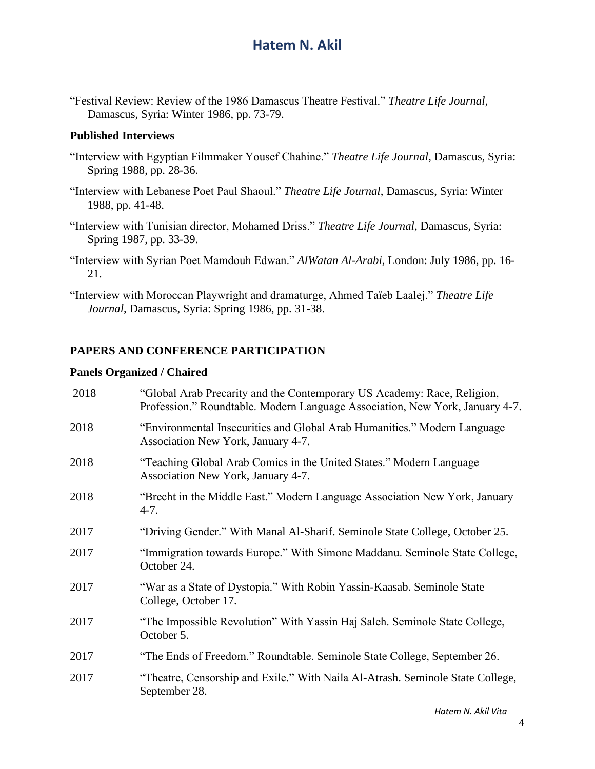"Festival Review: Review of the 1986 Damascus Theatre Festival." *Theatre Life Journal*, Damascus, Syria: Winter 1986, pp. 73-79.

**Published Interviews**

"Interview with Egyptian Filmmaker Yousef Chahine." *Theatre Life Journal*, Damascus, Syria: Spring 1988, pp. 28-36.

"Interview with Lebanese Poet Paul Shaoul." *Theatre Life Journal*, Damascus, Syria: Winter 1988, pp. 41-48.

"Interview with Tunisian director, Mohamed Driss." *Theatre Life Journal*, Damascus, Syria: Spring 1987, pp. 33-39.

"Interview with Syrian Poet Mamdouh Edwan." *AlWatan Al-Arabi*, London: July 1986, pp. 16-21.

"Interview with Moroccan Playwright and dramaturge, Ahmed Taïeb Laalej." *Theatre Life Journal*, Damascus, Syria: Spring 1986, pp. 31-38.

## PAPERS AND CONFERENCE PARTICIPATION

**Panels Organized / Chaired**

| | |
|---|---|
| 2018 | "Global Arab Precarity and the Contemporary US Academy: Race, Religion, Profession." Roundtable. Modern Language Association, New York, January 4-7. |
| 2018 | "Environmental Insecurities and Global Arab Humanities." Modern Language Association New York, January 4-7. |
| 2018 | "Teaching Global Arab Comics in the United States." Modern Language Association New York, January 4-7. |
| 2018 | "Brecht in the Middle East." Modern Language Association New York, January 4-7. |
| 2017 | "Driving Gender." With Manal Al-Sharif. Seminole State College, October 25. |
| 2017 | "Immigration towards Europe." With Simone Maddanu. Seminole State College, October 24. |
| 2017 | "War as a State of Dystopia." With Robin Yassin-Kaasab. Seminole State College, October 17. |
| 2017 | "The Impossible Revolution" With Yassin Haj Saleh. Seminole State College, October 5. |
| 2017 | "The Ends of Freedom." Roundtable. Seminole State College, September 26. |
| 2017 | "Theatre, Censorship and Exile." With Naila Al-Atrash. Seminole State College, September 28. |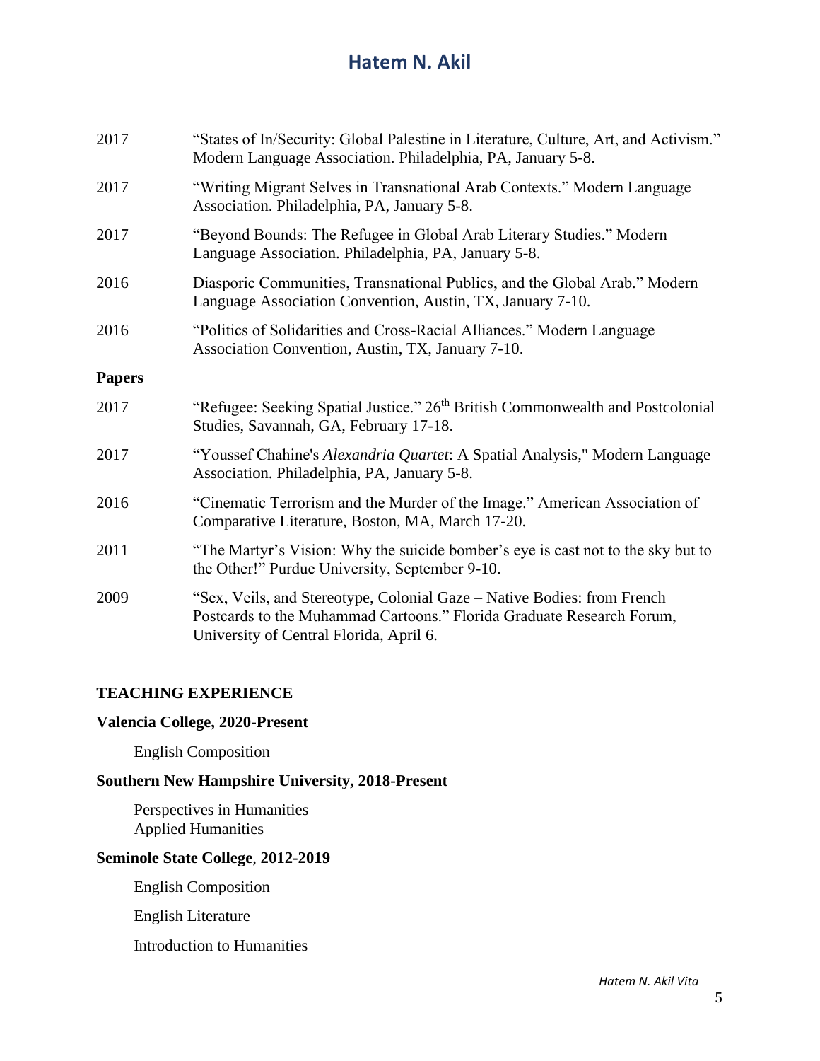2017 “States of In/Security: Global Palestine in Literature, Culture, Art, and Activism.” Modern Language Association. Philadelphia, PA, January 5-8.

2017 “Writing Migrant Selves in Transnational Arab Contexts.” Modern Language Association. Philadelphia, PA, January 5-8.

2017 “Beyond Bounds: The Refugee in Global Arab Literary Studies.” Modern Language Association. Philadelphia, PA, January 5-8.

2016 Diasporic Communities, Transnational Publics, and the Global Arab.” Modern Language Association Convention, Austin, TX, January 7-10.

2016 “Politics of Solidarities and Cross-Racial Alliances.” Modern Language Association Convention, Austin, TX, January 7-10.

**Papers**

2017 “Refugee: Seeking Spatial Justice.” 26th British Commonwealth and Postcolonial Studies, Savannah, GA, February 17-18.

2017 “Youssef Chahine's *Alexandria Quartet*: A Spatial Analysis," Modern Language Association. Philadelphia, PA, January 5-8.

2016 “Cinematic Terrorism and the Murder of the Image.” American Association of Comparative Literature, Boston, MA, March 17-20.

2011 “The Martyr’s Vision: Why the suicide bomber’s eye is cast not to the sky but to the Other!” Purdue University, September 9-10.

2009 “Sex, Veils, and Stereotype, Colonial Gaze – Native Bodies: from French Postcards to the Muhammad Cartoons.” Florida Graduate Research Forum, University of Central Florida, April 6.

## TEACHING EXPERIENCE

**Valencia College, 2020-Present**

English Composition

**Southern New Hampshire University, 2018-Present**

Perspectives in Humanities
Applied Humanities

**Seminole State College, 2012-2019**

English Composition

English Literature

Introduction to Humanities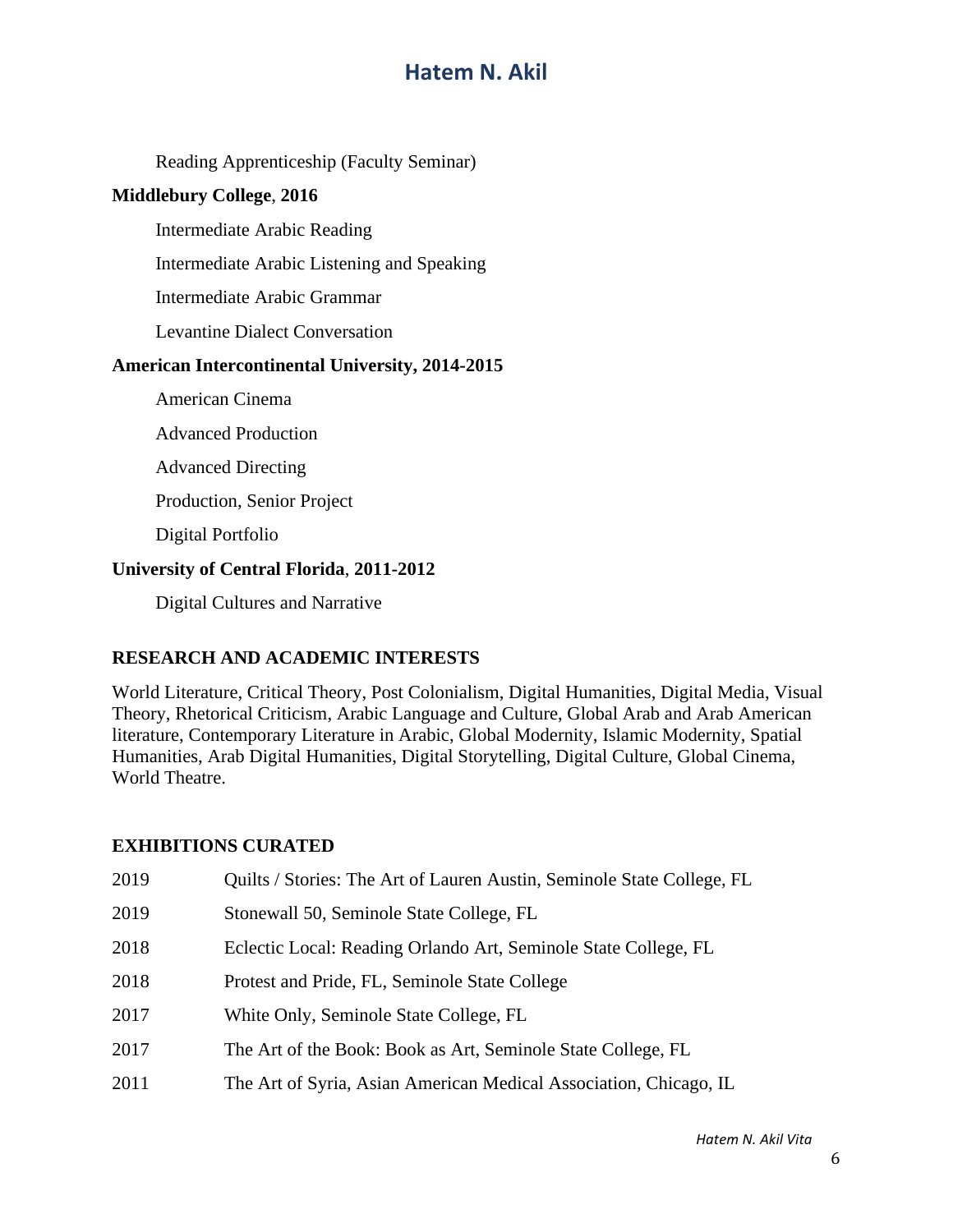Reading Apprenticeship (Faculty Seminar)

**Middlebury College, 2016**

Intermediate Arabic Reading

Intermediate Arabic Listening and Speaking

Intermediate Arabic Grammar

Levantine Dialect Conversation

**American Intercontinental University, 2014-2015**

American Cinema

Advanced Production

Advanced Directing

Production, Senior Project

Digital Portfolio

**University of Central Florida, 2011-2012**

Digital Cultures and Narrative

## RESEARCH AND ACADEMIC INTERESTS

World Literature, Critical Theory, Post Colonialism, Digital Humanities, Digital Media, Visual Theory, Rhetorical Criticism, Arabic Language and Culture, Global Arab and Arab American literature, Contemporary Literature in Arabic, Global Modernity, Islamic Modernity, Spatial Humanities, Arab Digital Humanities, Digital Storytelling, Digital Culture, Global Cinema, World Theatre.

## EXHIBITIONS CURATED

2019 Quilts / Stories: The Art of Lauren Austin, Seminole State College, FL

2019 Stonewall 50, Seminole State College, FL

2018 Eclectic Local: Reading Orlando Art, Seminole State College, FL

2018 Protest and Pride, FL, Seminole State College

2017 White Only, Seminole State College, FL

2017 The Art of the Book: Book as Art, Seminole State College, FL

2011 The Art of Syria, Asian American Medical Association, Chicago, IL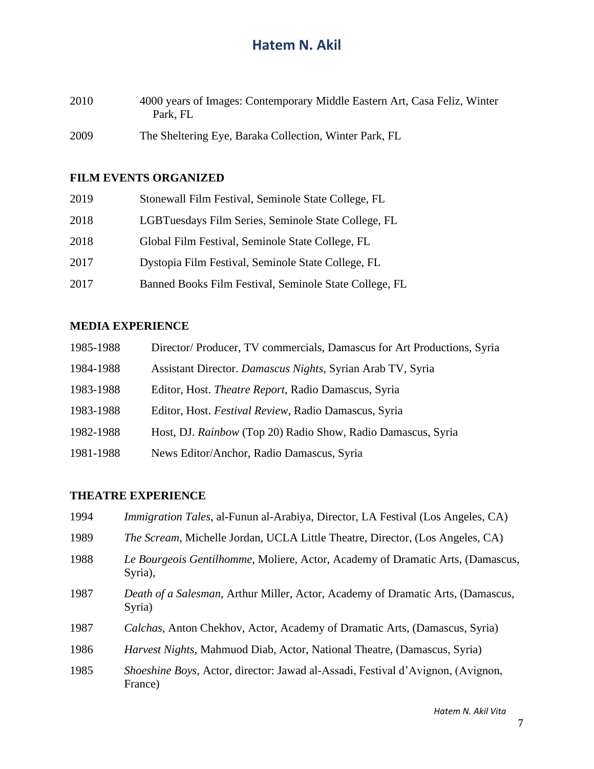2010 4000 years of Images: Contemporary Middle Eastern Art, Casa Feliz, Winter Park, FL

2009 The Sheltering Eye, Baraka Collection, Winter Park, FL

**FILM EVENTS ORGANIZED**

2019 Stonewall Film Festival, Seminole State College, FL

2018 LGBTuesdays Film Series, Seminole State College, FL

2018 Global Film Festival, Seminole State College, FL

2017 Dystopia Film Festival, Seminole State College, FL

2017 Banned Books Film Festival, Seminole State College, FL

**MEDIA EXPERIENCE**

1985-1988 Director/ Producer, TV commercials, Damascus for Art Productions, Syria

1984-1988 Assistant Director. *Damascus Nights*, Syrian Arab TV, Syria

1983-1988 Editor, Host. *Theatre Report*, Radio Damascus, Syria

1983-1988 Editor, Host. *Festival Review*, Radio Damascus, Syria

1982-1988 Host, DJ. *Rainbow* (Top 20) Radio Show, Radio Damascus, Syria

1981-1988 News Editor/Anchor, Radio Damascus, Syria

**THEATRE EXPERIENCE**

1994 *Immigration Tales*, al-Funun al-Arabiya, Director, LA Festival (Los Angeles, CA)

1989 *The Scream*, Michelle Jordan, UCLA Little Theatre, Director, (Los Angeles, CA)

1988 *Le Bourgeois Gentilhomme*, Moliere, Actor, Academy of Dramatic Arts, (Damascus, Syria),

1987 *Death of a Salesman*, Arthur Miller, Actor, Academy of Dramatic Arts, (Damascus, Syria)

1987 *Calchas*, Anton Chekhov, Actor, Academy of Dramatic Arts, (Damascus, Syria)

1986 *Harvest Nights*, Mahmuod Diab, Actor, National Theatre, (Damascus, Syria)

1985 *Shoeshine Boys*, Actor, director: Jawad al-Assadi, Festival d'Avignon, (Avignon, France)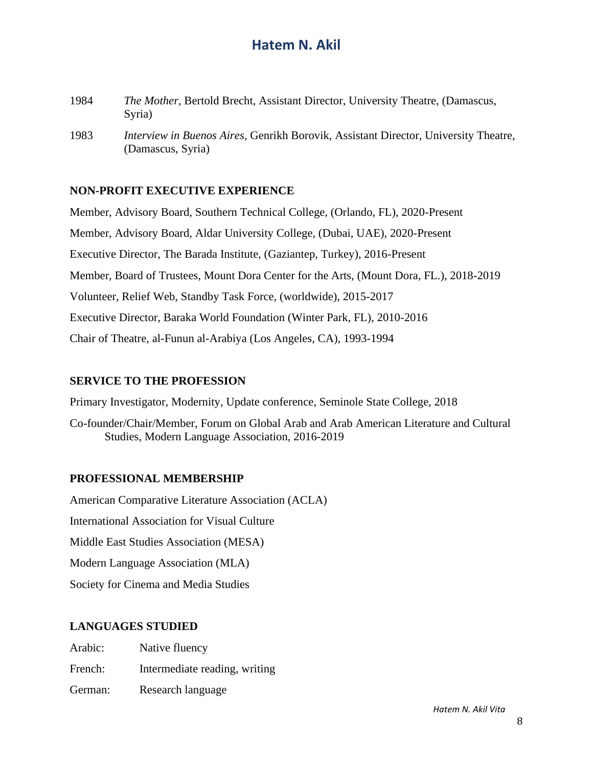1984 *The Mother*, Bertold Brecht, Assistant Director, University Theatre, (Damascus, Syria)

1983 *Interview in Buenos Aires*, Genrikh Borovik, Assistant Director, University Theatre, (Damascus, Syria)

**NON-PROFIT EXECUTIVE EXPERIENCE**

Member, Advisory Board, Southern Technical College, (Orlando, FL), 2020-Present

Member, Advisory Board, Aldar University College, (Dubai, UAE), 2020-Present

Executive Director, The Barada Institute, (Gaziantep, Turkey), 2016-Present

Member, Board of Trustees, Mount Dora Center for the Arts, (Mount Dora, FL.), 2018-2019

Volunteer, Relief Web, Standby Task Force, (worldwide), 2015-2017

Executive Director, Baraka World Foundation (Winter Park, FL), 2010-2016

Chair of Theatre, al-Funun al-Arabiya (Los Angeles, CA), 1993-1994

**SERVICE TO THE PROFESSION**

Primary Investigator, Modernity, Update conference, Seminole State College, 2018

Co-founder/Chair/Member, Forum on Global Arab and Arab American Literature and Cultural Studies, Modern Language Association, 2016-2019

**PROFESSIONAL MEMBERSHIP**

American Comparative Literature Association (ACLA)

International Association for Visual Culture

Middle East Studies Association (MESA)

Modern Language Association (MLA)

Society for Cinema and Media Studies

**LANGUAGES STUDIED**

Arabic: Native fluency

French: Intermediate reading, writing

German: Research language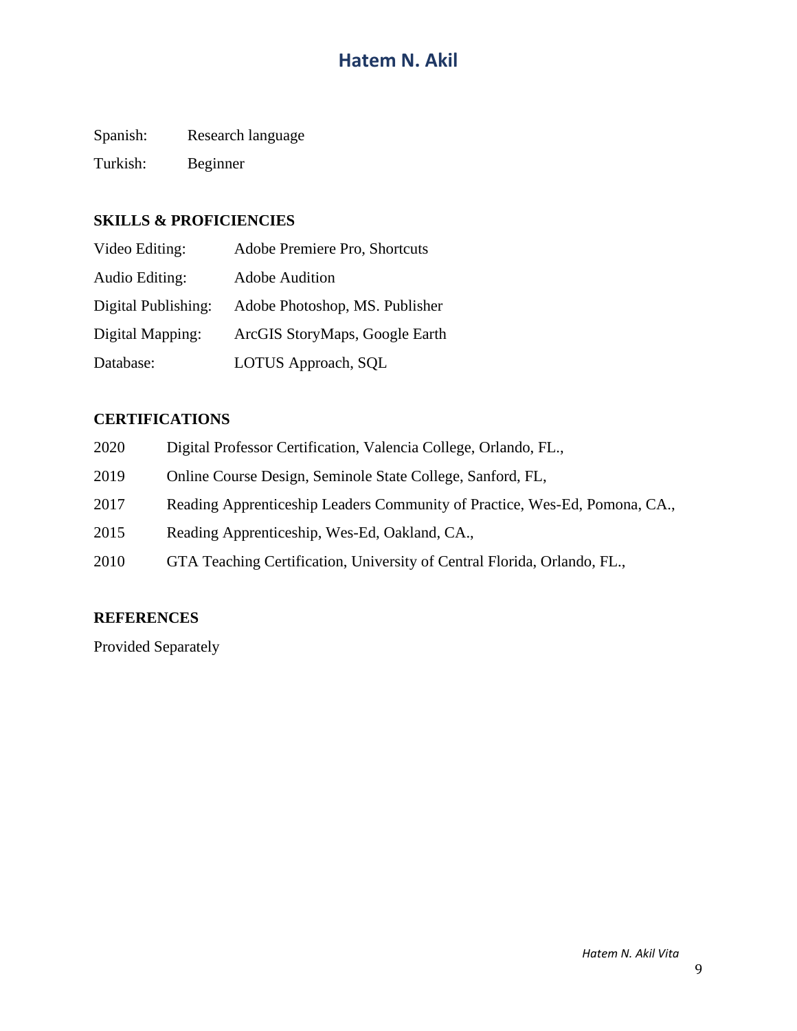| | |
|---|---|
| Spanish: | Research language |
| Turkish: | Beginner |

## SKILLS & PROFICIENCIES

| | |
|---|---|
| Video Editing: | Adobe Premiere Pro, Shortcuts |
| Audio Editing: | Adobe Audition |
| Digital Publishing: | Adobe Photoshop, MS. Publisher |
| Digital Mapping: | ArcGIS StoryMaps, Google Earth |
| Database: | LOTUS Approach, SQL |

## CERTIFICATIONS

| | |
|---|---|
| 2020 | Digital Professor Certification, Valencia College, Orlando, FL., |
| 2019 | Online Course Design, Seminole State College, Sanford, FL, |
| 2017 | Reading Apprenticeship Leaders Community of Practice, Wes-Ed, Pomona, CA., |
| 2015 | Reading Apprenticeship, Wes-Ed, Oakland, CA., |
| 2010 | GTA Teaching Certification, University of Central Florida, Orlando, FL., |

## REFERENCES

Provided Separately